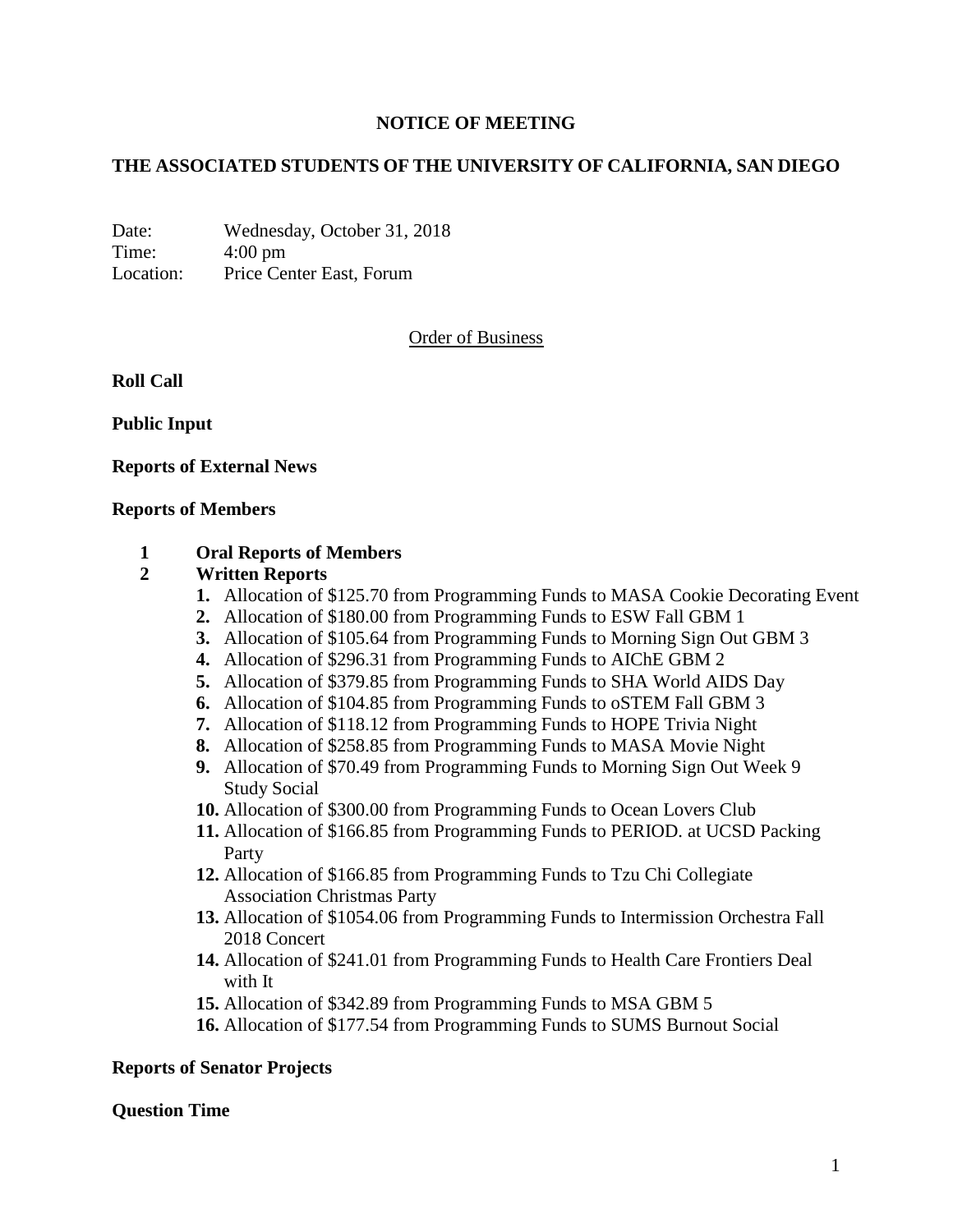# NOTICE OF MEETING

## THE ASSOCIATED STUDENTS OF THE UNIVERSITY OF CALIFORNIA, SAN DIEGO

Date: Wednesday, October 31, 2018
Time: 4:00 pm
Location: Price Center East, Forum

Order of Business

**Roll Call**

**Public Input**

**Reports of External News**

**Reports of Members**

1 **Oral Reports of Members**

2 **Written Reports**

1. Allocation of $125.70 from Programming Funds to MASA Cookie Decorating Event
2. Allocation of $180.00 from Programming Funds to ESW Fall GBM 1
3. Allocation of $105.64 from Programming Funds to Morning Sign Out GBM 3
4. Allocation of $296.31 from Programming Funds to AIChE GBM 2
5. Allocation of $379.85 from Programming Funds to SHA World AIDS Day
6. Allocation of $104.85 from Programming Funds to oSTEM Fall GBM 3
7. Allocation of $118.12 from Programming Funds to HOPE Trivia Night
8. Allocation of $258.85 from Programming Funds to MASA Movie Night
9. Allocation of $70.49 from Programming Funds to Morning Sign Out Week 9 Study Social
10. Allocation of $300.00 from Programming Funds to Ocean Lovers Club
11. Allocation of $166.85 from Programming Funds to PERIOD. at UCSD Packing Party
12. Allocation of $166.85 from Programming Funds to Tzu Chi Collegiate Association Christmas Party
13. Allocation of $1054.06 from Programming Funds to Intermission Orchestra Fall 2018 Concert
14. Allocation of $241.01 from Programming Funds to Health Care Frontiers Deal with It
15. Allocation of $342.89 from Programming Funds to MSA GBM 5
16. Allocation of $177.54 from Programming Funds to SUMS Burnout Social

**Reports of Senator Projects**

**Question Time**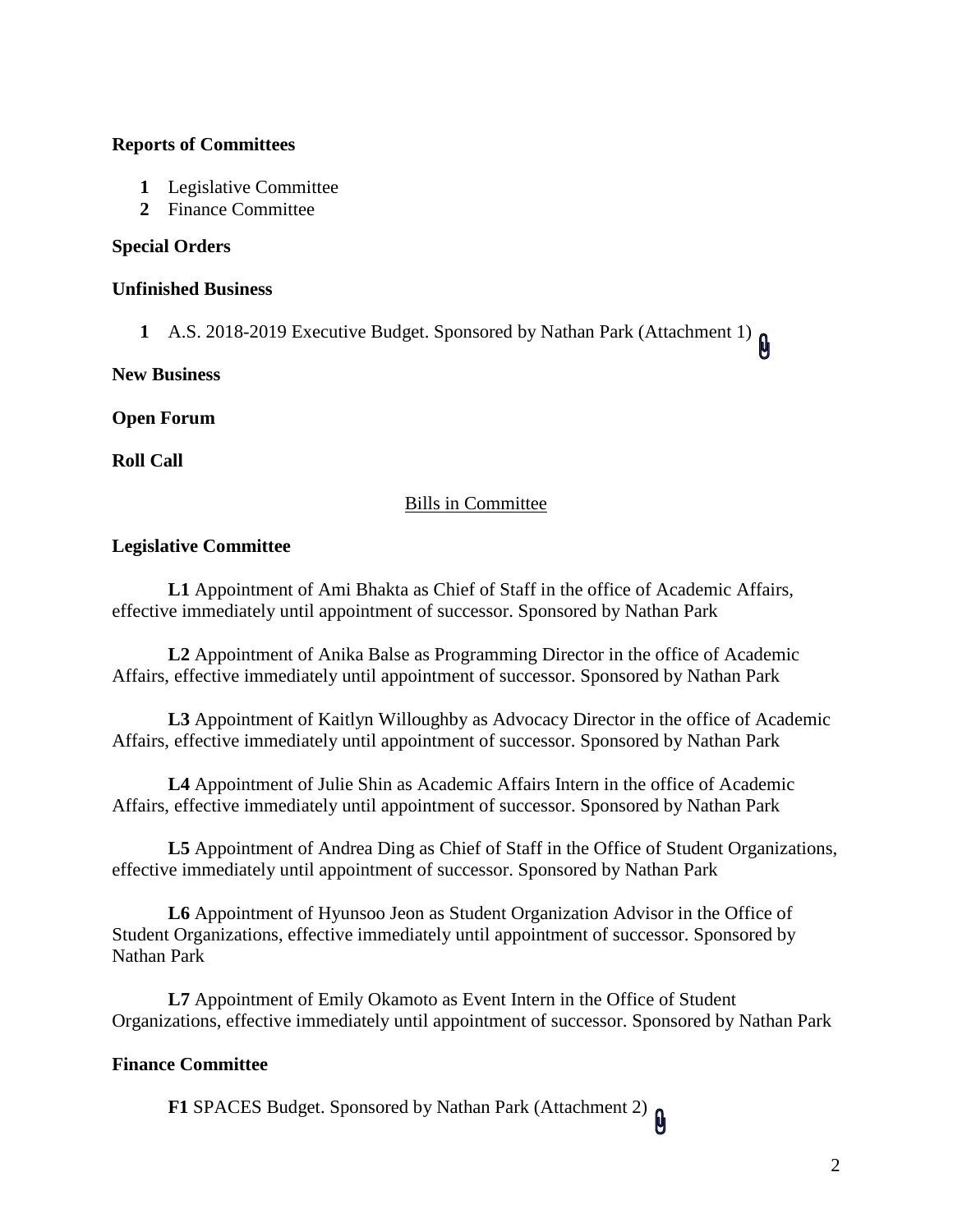**Reports of Committees**

1. Legislative Committee
2. Finance Committee

**Special Orders**

**Unfinished Business**

1. A.S. 2018-2019 Executive Budget. Sponsored by Nathan Park (Attachment 1)

**New Business**

**Open Forum**

**Roll Call**

Bills in Committee

**Legislative Committee**

**L1** Appointment of Ami Bhakta as Chief of Staff in the office of Academic Affairs, effective immediately until appointment of successor. Sponsored by Nathan Park

**L2** Appointment of Anika Balse as Programming Director in the office of Academic Affairs, effective immediately until appointment of successor. Sponsored by Nathan Park

**L3** Appointment of Kaitlyn Willoughby as Advocacy Director in the office of Academic Affairs, effective immediately until appointment of successor. Sponsored by Nathan Park

**L4** Appointment of Julie Shin as Academic Affairs Intern in the office of Academic Affairs, effective immediately until appointment of successor. Sponsored by Nathan Park

**L5** Appointment of Andrea Ding as Chief of Staff in the Office of Student Organizations, effective immediately until appointment of successor. Sponsored by Nathan Park

**L6** Appointment of Hyunsoo Jeon as Student Organization Advisor in the Office of Student Organizations, effective immediately until appointment of successor. Sponsored by Nathan Park

**L7** Appointment of Emily Okamoto as Event Intern in the Office of Student Organizations, effective immediately until appointment of successor. Sponsored by Nathan Park

**Finance Committee**

**F1** SPACES Budget. Sponsored by Nathan Park (Attachment 2)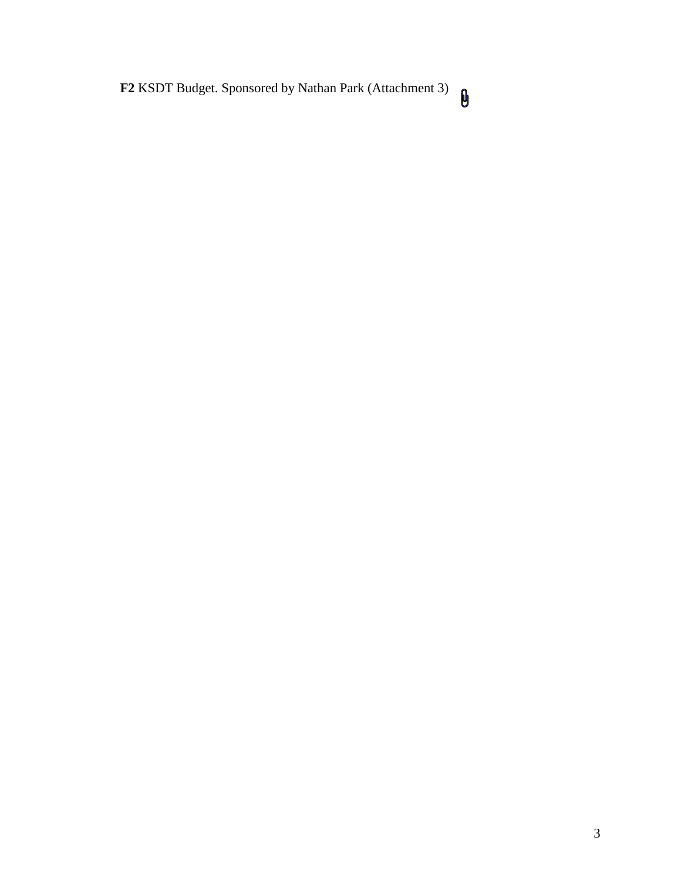**F2** KSDT Budget. Sponsored by Nathan Park (Attachment 3)